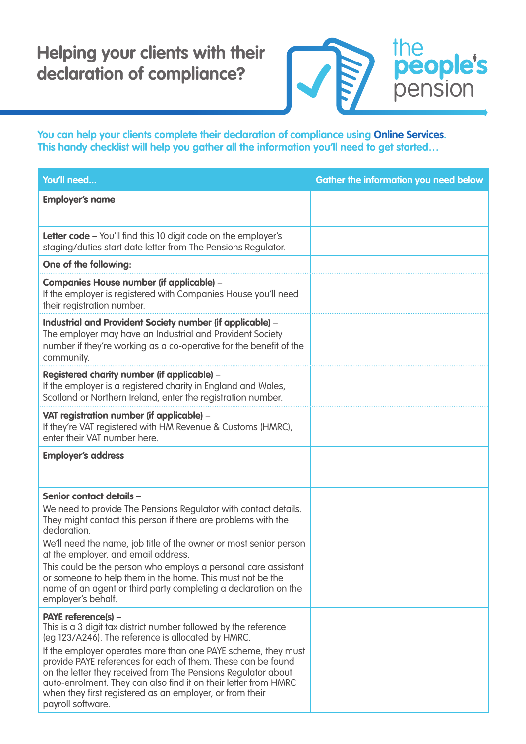# Helping your clients with their declaration of compliance?

the people's pension

**You can help your clients complete their declaration of compliance using Online Services. This handy checklist will help you gather all the information you'll need to get started…**

| You'll need... | Gather the information you need below |
|---|---|
| **Employer's name** | |
| **Letter code** – You'll find this 10 digit code on the employer's staging/duties start date letter from The Pensions Regulator. | |
| **One of the following:** | |
| **Companies House number (if applicable)** – If the employer is registered with Companies House you'll need their registration number. | |
| **Industrial and Provident Society number (if applicable)** – The employer may have an Industrial and Provident Society number if they're working as a co-operative for the benefit of the community. | |
| **Registered charity number (if applicable)** – If the employer is a registered charity in England and Wales, Scotland or Northern Ireland, enter the registration number. | |
| **VAT registration number (if applicable)** – If they're VAT registered with HM Revenue & Customs (HMRC), enter their VAT number here. | |
| **Employer's address** | |
| **Senior contact details** – We need to provide The Pensions Regulator with contact details. They might contact this person if there are problems with the declaration. We'll need the name, job title of the owner or most senior person at the employer, and email address. This could be the person who employs a personal care assistant or someone to help them in the home. This must not be the name of an agent or third party completing a declaration on the employer's behalf. | |
| **PAYE reference(s)** – This is a 3 digit tax district number followed by the reference (eg 123/A246). The reference is allocated by HMRC. If the employer operates more than one PAYE scheme, they must provide PAYE references for each of them. These can be found on the letter they received from The Pensions Regulator about auto-enrolment. They can also find it on their letter from HMRC when they first registered as an employer, or from their payroll software. | |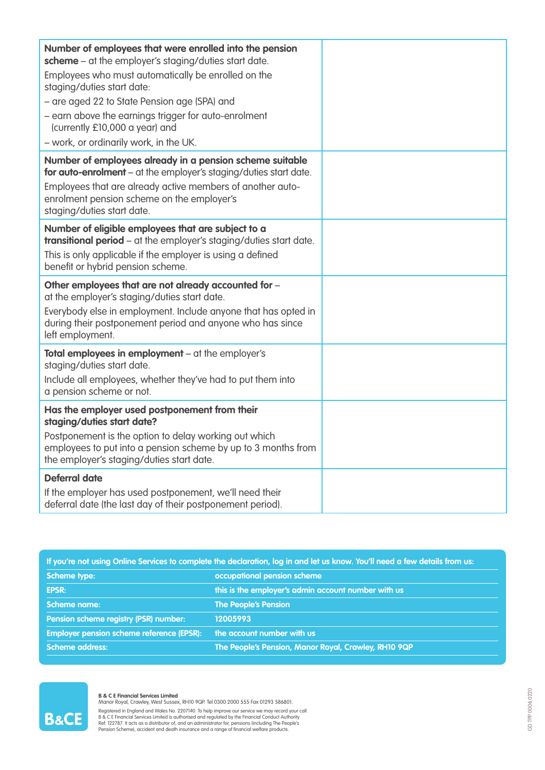| | |
|---|---|
| **Number of employees that were enrolled into the pension scheme** – at the employer's staging/duties start date.<br>Employees who must automatically be enrolled on the staging/duties start date:<br>– are aged 22 to State Pension age (SPA) and<br>– earn above the earnings trigger for auto-enrolment (currently £10,000 a year) and<br>– work, or ordinarily work, in the UK. | |
| **Number of employees already in a pension scheme suitable for auto-enrolment** – at the employer's staging/duties start date.<br>Employees that are already active members of another auto-enrolment pension scheme on the employer's staging/duties start date. | |
| **Number of eligible employees that are subject to a transitional period** – at the employer's staging/duties start date.<br>This is only applicable if the employer is using a defined benefit or hybrid pension scheme. | |
| **Other employees that are not already accounted for** – at the employer's staging/duties start date.<br>Everybody else in employment. Include anyone that has opted in during their postponement period and anyone who has since left employment. | |
| **Total employees in employment** – at the employer's staging/duties start date.<br>Include all employees, whether they've had to put them into a pension scheme or not. | |
| **Has the employer used postponement from their staging/duties start date?**<br>Postponement is the option to delay working out which employees to put into a pension scheme by up to 3 months from the employer's staging/duties start date. | |
| **Deferral date**<br>If the employer has used postponement, we'll need their deferral date (the last day of their postponement period). | |

**If you're not using Online Services to complete the declaration, log in and let us know. You'll need a few details from us:**

| | |
|---|---|
| **Scheme type:** | occupational pension scheme |
| **EPSR:** | this is the employer's admin account number with us |
| **Scheme name:** | The People's Pension |
| **Pension scheme registry (PSR) number:** | 12005993 |
| **Employer pension scheme reference (EPSR):** | the account number with us |
| **Scheme address:** | The People's Pension, Manor Royal, Crawley, RH10 9QP |

B&CE

**B & C E Financial Services Limited**
Manor Royal, Crawley, West Sussex, RH10 9QP. Tel 0300 2000 555 Fax 01293 586801.
Registered in England and Wales No. 2207140. To help improve our service we may record your call. B & C E Financial Services Limited is authorised and regulated by the Financial Conduct Authority Ref: 122787. It acts as a distributor of, and an administrator for, pensions (including The People's Pension Scheme), accident and death insurance and a range of financial welfare products.

GD TPP 0006.0220